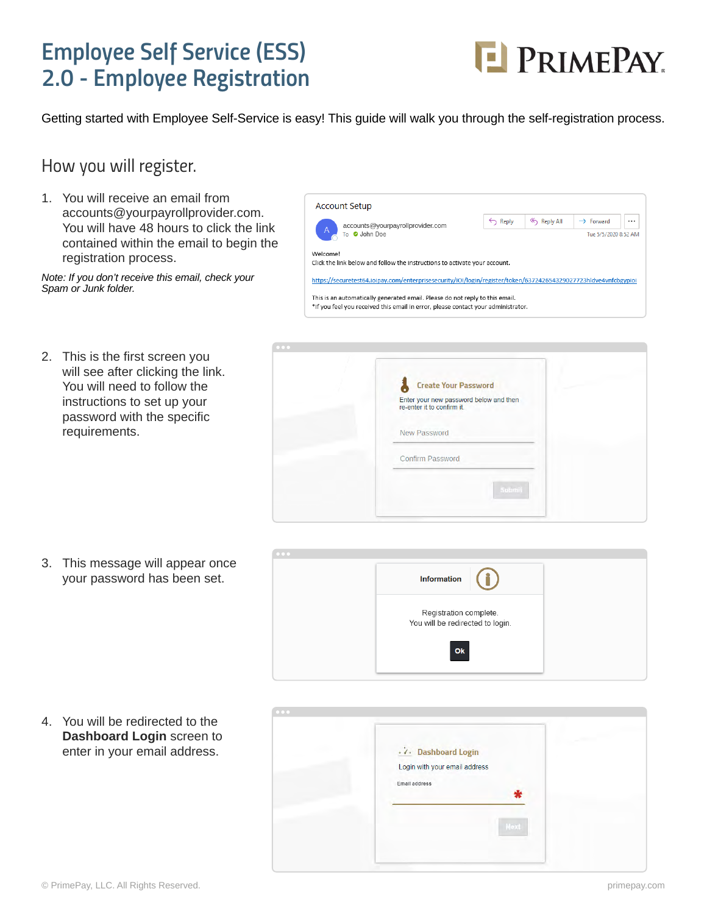# Employee Self Service (ESS) 2.0 - Employee Registration

Getting started with Employee Self-Service is easy! This guide will walk you through the self-registration process.

## How you will register.

1. You will receive an email from accounts@yourpayrollprovider.com. You will have 48 hours to click the link contained within the email to begin the registration process.

   *Note: If you don't receive this email, check your Spam or Junk folder.*

2. This is the first screen you will see after clicking the link. You will need to follow the instructions to set up your password with the specific requirements.

3. This message will appear once your password has been set.

4. You will be redirected to the **Dashboard Login** screen to enter in your email address.

© PrimePay, LLC. All Rights Reserved.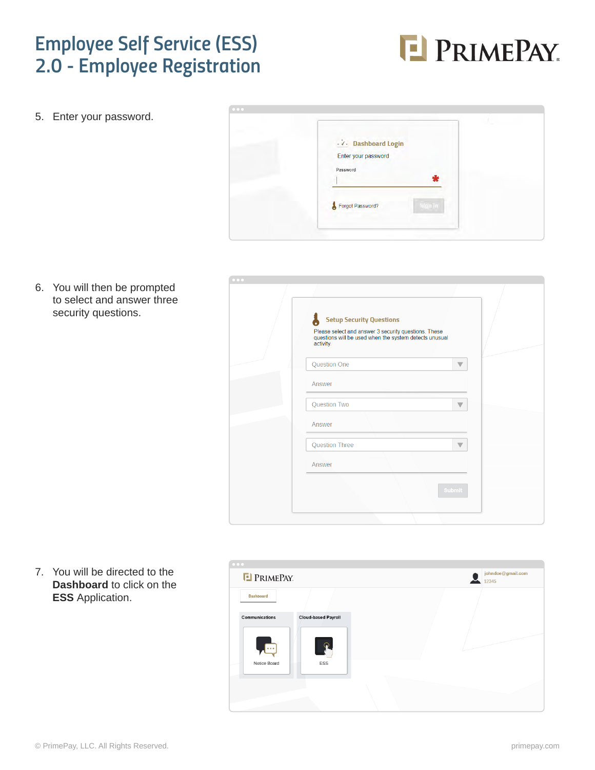# Employee Self Service (ESS) 2.0 - Employee Registration

5. Enter your password.

6. You will then be prompted to select and answer three security questions.

7. You will be directed to the **Dashboard** to click on the **ESS** Application.

© PrimePay, LLC. All Rights Reserved.

primepay.com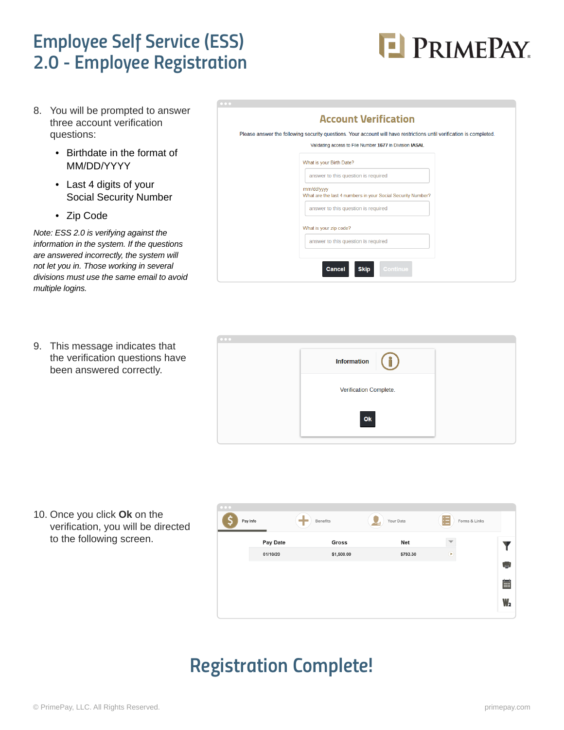# Employee Self Service (ESS) 2.0 - Employee Registration

8. You will be prompted to answer three account verification questions:
   - Birthdate in the format of MM/DD/YYYY
   - Last 4 digits of your Social Security Number
   - Zip Code

*Note: ESS 2.0 is verifying against the information in the system. If the questions are answered incorrectly, the system will not let you in. Those working in several divisions must use the same email to avoid multiple logins.*

Account Verification

Please answer the following security questions. Your account will have restrictions until verification is completed.

Validating access to File Number 1677 in Division IASAL

What is your Birth Date?

answer to this question is required

mm/dd/yyyy

What are the last 4 numbers in your Social Security Number?

answer to this question is required

What is your zip code?

answer to this question is required

Cancel Skip Continue

9. This message indicates that the verification questions have been answered correctly.

Information

Verification Complete.

Ok

10. Once you click **Ok** on the verification, you will be directed to the following screen.

Pay Info Benefits Your Data Forms & Links

| Pay Date | Gross | Net |
|---|---|---|
| 01/10/20 | $1,500.00 | $793.30 |

## Registration Complete!

© PrimePay, LLC. All Rights Reserved.

primepay.com